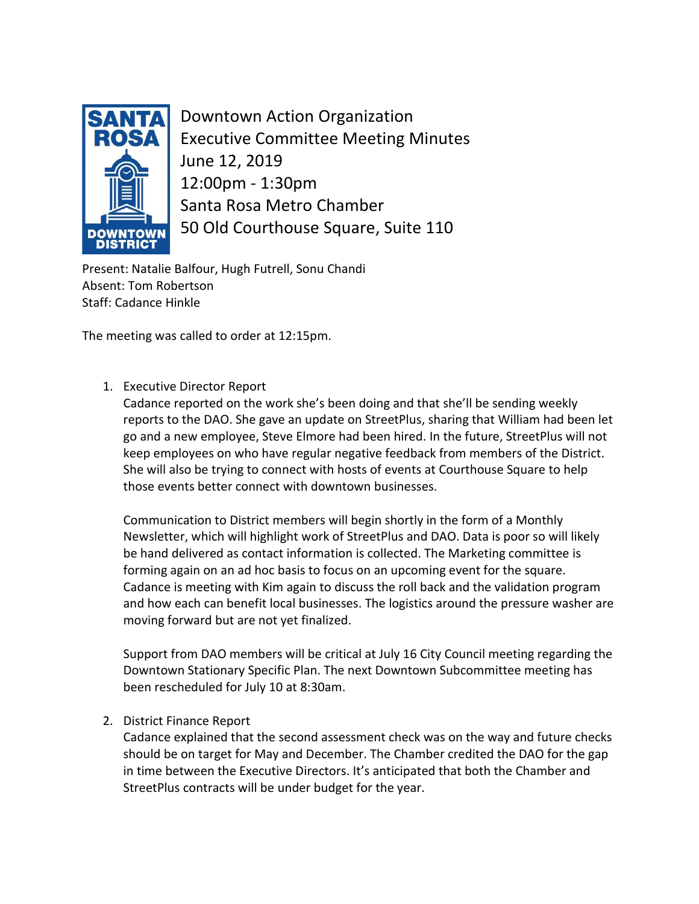# Downtown Action Organization
## Executive Committee Meeting Minutes

June 12, 2019
12:00pm - 1:30pm
Santa Rosa Metro Chamber
50 Old Courthouse Square, Suite 110

Present: Natalie Balfour, Hugh Futrell, Sonu Chandi
Absent: Tom Robertson
Staff: Cadance Hinkle

The meeting was called to order at 12:15pm.

1. Executive Director Report

   Cadance reported on the work she's been doing and that she'll be sending weekly reports to the DAO. She gave an update on StreetPlus, sharing that William had been let go and a new employee, Steve Elmore had been hired. In the future, StreetPlus will not keep employees on who have regular negative feedback from members of the District. She will also be trying to connect with hosts of events at Courthouse Square to help those events better connect with downtown businesses.

   Communication to District members will begin shortly in the form of a Monthly Newsletter, which will highlight work of StreetPlus and DAO. Data is poor so will likely be hand delivered as contact information is collected. The Marketing committee is forming again on an ad hoc basis to focus on an upcoming event for the square. Cadance is meeting with Kim again to discuss the roll back and the validation program and how each can benefit local businesses. The logistics around the pressure washer are moving forward but are not yet finalized.

   Support from DAO members will be critical at July 16 City Council meeting regarding the Downtown Stationary Specific Plan. The next Downtown Subcommittee meeting has been rescheduled for July 10 at 8:30am.

2. District Finance Report

   Cadance explained that the second assessment check was on the way and future checks should be on target for May and December. The Chamber credited the DAO for the gap in time between the Executive Directors. It's anticipated that both the Chamber and StreetPlus contracts will be under budget for the year.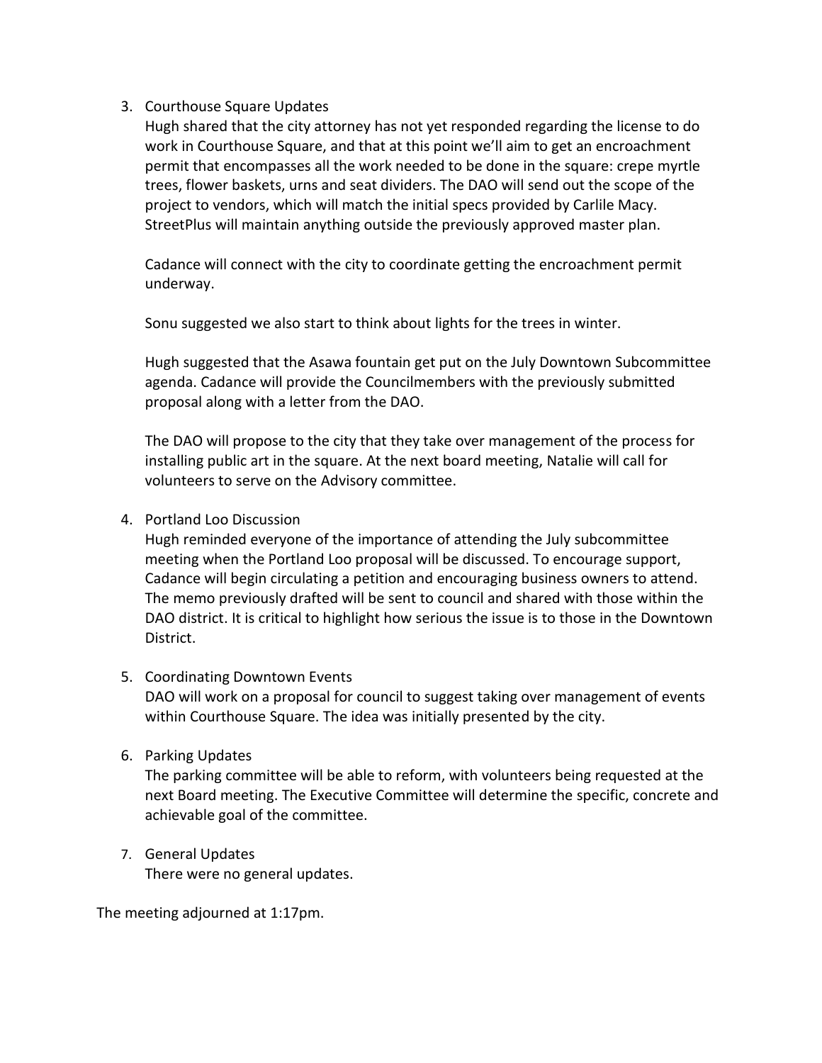3. Courthouse Square Updates

   Hugh shared that the city attorney has not yet responded regarding the license to do work in Courthouse Square, and that at this point we'll aim to get an encroachment permit that encompasses all the work needed to be done in the square: crepe myrtle trees, flower baskets, urns and seat dividers. The DAO will send out the scope of the project to vendors, which will match the initial specs provided by Carlile Macy. StreetPlus will maintain anything outside the previously approved master plan.

   Cadance will connect with the city to coordinate getting the encroachment permit underway.

   Sonu suggested we also start to think about lights for the trees in winter.

   Hugh suggested that the Asawa fountain get put on the July Downtown Subcommittee agenda. Cadance will provide the Councilmembers with the previously submitted proposal along with a letter from the DAO.

   The DAO will propose to the city that they take over management of the process for installing public art in the square. At the next board meeting, Natalie will call for volunteers to serve on the Advisory committee.

4. Portland Loo Discussion

   Hugh reminded everyone of the importance of attending the July subcommittee meeting when the Portland Loo proposal will be discussed. To encourage support, Cadance will begin circulating a petition and encouraging business owners to attend. The memo previously drafted will be sent to council and shared with those within the DAO district. It is critical to highlight how serious the issue is to those in the Downtown District.

5. Coordinating Downtown Events

   DAO will work on a proposal for council to suggest taking over management of events within Courthouse Square. The idea was initially presented by the city.

6. Parking Updates

   The parking committee will be able to reform, with volunteers being requested at the next Board meeting. The Executive Committee will determine the specific, concrete and achievable goal of the committee.

7. General Updates

   There were no general updates.

The meeting adjourned at 1:17pm.